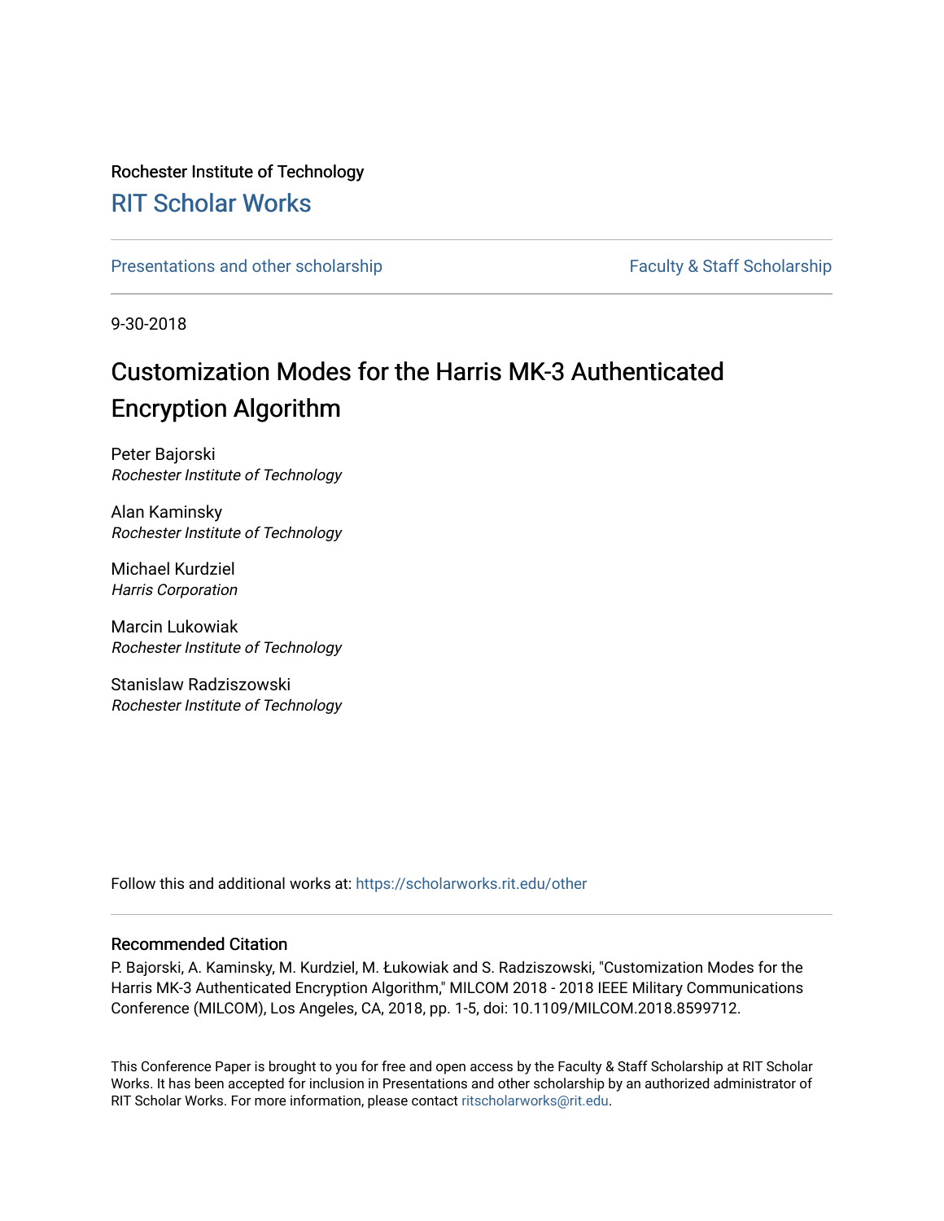Rochester Institute of Technology

# RIT Scholar Works

Presentations and other scholarship

Faculty & Staff Scholarship

9-30-2018

# Customization Modes for the Harris MK-3 Authenticated Encryption Algorithm

Peter Bajorski
*Rochester Institute of Technology*

Alan Kaminsky
*Rochester Institute of Technology*

Michael Kurdziel
*Harris Corporation*

Marcin Lukowiak
*Rochester Institute of Technology*

Stanislaw Radziszowski
*Rochester Institute of Technology*

Follow this and additional works at: https://scholarworks.rit.edu/other

## Recommended Citation

P. Bajorski, A. Kaminsky, M. Kurdziel, M. Łukowiak and S. Radziszowski, "Customization Modes for the Harris MK-3 Authenticated Encryption Algorithm," MILCOM 2018 - 2018 IEEE Military Communications Conference (MILCOM), Los Angeles, CA, 2018, pp. 1-5, doi: 10.1109/MILCOM.2018.8599712.

This Conference Paper is brought to you for free and open access by the Faculty & Staff Scholarship at RIT Scholar Works. It has been accepted for inclusion in Presentations and other scholarship by an authorized administrator of RIT Scholar Works. For more information, please contact ritscholarworks@rit.edu.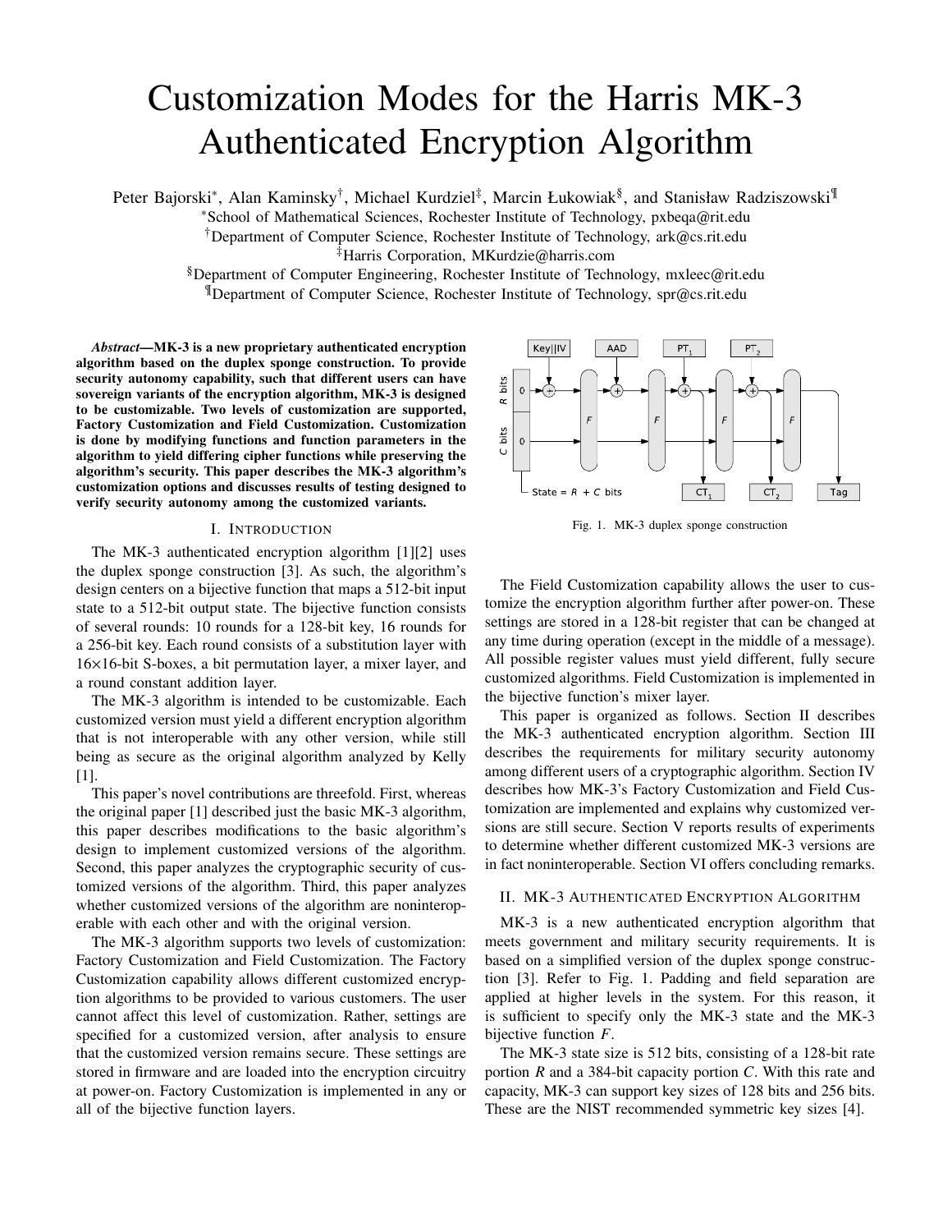# Customization Modes for the Harris MK-3 Authenticated Encryption Algorithm

Peter Bajorski*, Alan Kaminsky†, Michael Kurdziel‡, Marcin Łukowiak§, and Stanisław Radziszowski¶

*School of Mathematical Sciences, Rochester Institute of Technology, pxbeqa@rit.edu

†Department of Computer Science, Rochester Institute of Technology, ark@cs.rit.edu

‡Harris Corporation, MKurdzie@harris.com

§Department of Computer Engineering, Rochester Institute of Technology, mxleec@rit.edu

¶Department of Computer Science, Rochester Institute of Technology, spr@cs.rit.edu

***Abstract*—MK-3 is a new proprietary authenticated encryption algorithm based on the duplex sponge construction. To provide security autonomy capability, such that different users can have sovereign variants of the encryption algorithm, MK-3 is designed to be customizable. Two levels of customization are supported, Factory Customization and Field Customization. Customization is done by modifying functions and function parameters in the algorithm to yield differing cipher functions while preserving the algorithm's security. This paper describes the MK-3 algorithm's customization options and discusses results of testing designed to verify security autonomy among the customized variants.**

## I. Introduction

The MK-3 authenticated encryption algorithm [1][2] uses the duplex sponge construction [3]. As such, the algorithm's design centers on a bijective function that maps a 512-bit input state to a 512-bit output state. The bijective function consists of several rounds: 10 rounds for a 128-bit key, 16 rounds for a 256-bit key. Each round consists of a substitution layer with 16×16-bit S-boxes, a bit permutation layer, a mixer layer, and a round constant addition layer.

The MK-3 algorithm is intended to be customizable. Each customized version must yield a different encryption algorithm that is not interoperable with any other version, while still being as secure as the original algorithm analyzed by Kelly [1].

This paper's novel contributions are threefold. First, whereas the original paper [1] described just the basic MK-3 algorithm, this paper describes modifications to the basic algorithm's design to implement customized versions of the algorithm. Second, this paper analyzes the cryptographic security of customized versions of the algorithm. Third, this paper analyzes whether customized versions of the algorithm are noninteroperable with each other and with the original version.

The MK-3 algorithm supports two levels of customization: Factory Customization and Field Customization. The Factory Customization capability allows different customized encryption algorithms to be provided to various customers. The user cannot affect this level of customization. Rather, settings are specified for a customized version, after analysis to ensure that the customized version remains secure. These settings are stored in firmware and are loaded into the encryption circuitry at power-on. Factory Customization is implemented in any or all of the bijective function layers.

Fig. 1. MK-3 duplex sponge construction

The Field Customization capability allows the user to customize the encryption algorithm further after power-on. These settings are stored in a 128-bit register that can be changed at any time during operation (except in the middle of a message). All possible register values must yield different, fully secure customized algorithms. Field Customization is implemented in the bijective function's mixer layer.

This paper is organized as follows. Section II describes the MK-3 authenticated encryption algorithm. Section III describes the requirements for military security autonomy among different users of a cryptographic algorithm. Section IV describes how MK-3's Factory Customization and Field Customization are implemented and explains why customized versions are still secure. Section V reports results of experiments to determine whether different customized MK-3 versions are in fact noninteroperable. Section VI offers concluding remarks.

## II. MK-3 Authenticated Encryption Algorithm

MK-3 is a new authenticated encryption algorithm that meets government and military security requirements. It is based on a simplified version of the duplex sponge construction [3]. Refer to Fig. 1. Padding and field separation are applied at higher levels in the system. For this reason, it is sufficient to specify only the MK-3 state and the MK-3 bijective function *F*.

The MK-3 state size is 512 bits, consisting of a 128-bit rate portion *R* and a 384-bit capacity portion *C*. With this rate and capacity, MK-3 can support key sizes of 128 bits and 256 bits. These are the NIST recommended symmetric key sizes [4].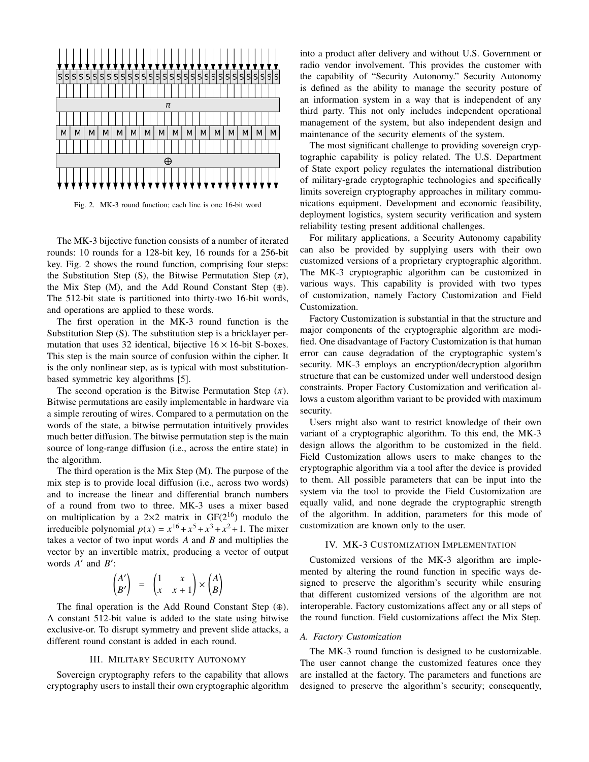Fig. 2. MK-3 round function; each line is one 16-bit word

The MK-3 bijective function consists of a number of iterated rounds: 10 rounds for a 128-bit key, 16 rounds for a 256-bit key. Fig. 2 shows the round function, comprising four steps: the Substitution Step (S), the Bitwise Permutation Step ($\pi$), the Mix Step (M), and the Add Round Constant Step ($\oplus$). The 512-bit state is partitioned into thirty-two 16-bit words, and operations are applied to these words.

The first operation in the MK-3 round function is the Substitution Step (S). The substitution step is a bricklayer permutation that uses 32 identical, bijective $16 \times 16$-bit S-boxes. This step is the main source of confusion within the cipher. It is the only nonlinear step, as is typical with most substitution-based symmetric key algorithms [5].

The second operation is the Bitwise Permutation Step ($\pi$). Bitwise permutations are easily implementable in hardware via a simple rerouting of wires. Compared to a permutation on the words of the state, a bitwise permutation intuitively provides much better diffusion. The bitwise permutation step is the main source of long-range diffusion (i.e., across the entire state) in the algorithm.

The third operation is the Mix Step (M). The purpose of the mix step is to provide local diffusion (i.e., across two words) and to increase the linear and differential branch numbers of a round from two to three. MK-3 uses a mixer based on multiplication by a $2{\times}2$ matrix in $GF(2^{16})$ modulo the irreducible polynomial $p(x) = x^{16} + x^5 + x^3 + x^2 + 1$. The mixer takes a vector of two input words $A$ and $B$ and multiplies the vector by an invertible matrix, producing a vector of output words $A'$ and $B'$:

$$\begin{pmatrix} A' \\ B' \end{pmatrix} = \begin{pmatrix} 1 & x \\ x & x+1 \end{pmatrix} \times \begin{pmatrix} A \\ B \end{pmatrix}$$

The final operation is the Add Round Constant Step ($\oplus$). A constant 512-bit value is added to the state using bitwise exclusive-or. To disrupt symmetry and prevent slide attacks, a different round constant is added in each round.

## III. Military Security Autonomy

Sovereign cryptography refers to the capability that allows cryptography users to install their own cryptographic algorithm into a product after delivery and without U.S. Government or radio vendor involvement. This provides the customer with the capability of "Security Autonomy." Security Autonomy is defined as the ability to manage the security posture of an information system in a way that is independent of any third party. This not only includes independent operational management of the system, but also independent design and maintenance of the security elements of the system.

The most significant challenge to providing sovereign cryptographic capability is policy related. The U.S. Department of State export policy regulates the international distribution of military-grade cryptographic technologies and specifically limits sovereign cryptography approaches in military communications equipment. Development and economic feasibility, deployment logistics, system security verification and system reliability testing present additional challenges.

For military applications, a Security Autonomy capability can also be provided by supplying users with their own customized versions of a proprietary cryptographic algorithm. The MK-3 cryptographic algorithm can be customized in various ways. This capability is provided with two types of customization, namely Factory Customization and Field Customization.

Factory Customization is substantial in that the structure and major components of the cryptographic algorithm are modified. One disadvantage of Factory Customization is that human error can cause degradation of the cryptographic system's security. MK-3 employs an encryption/decryption algorithm structure that can be customized under well understood design constraints. Proper Factory Customization and verification allows a custom algorithm variant to be provided with maximum security.

Users might also want to restrict knowledge of their own variant of a cryptographic algorithm. To this end, the MK-3 design allows the algorithm to be customized in the field. Field Customization allows users to make changes to the cryptographic algorithm via a tool after the device is provided to them. All possible parameters that can be input into the system via the tool to provide the Field Customization are equally valid, and none degrade the cryptographic strength of the algorithm. In addition, parameters for this mode of customization are known only to the user.

## IV. MK-3 Customization Implementation

Customized versions of the MK-3 algorithm are implemented by altering the round function in specific ways designed to preserve the algorithm's security while ensuring that different customized versions of the algorithm are not interoperable. Factory customizations affect any or all steps of the round function. Field customizations affect the Mix Step.

### A. Factory Customization

The MK-3 round function is designed to be customizable. The user cannot change the customized features once they are installed at the factory. The parameters and functions are designed to preserve the algorithm's security; consequently,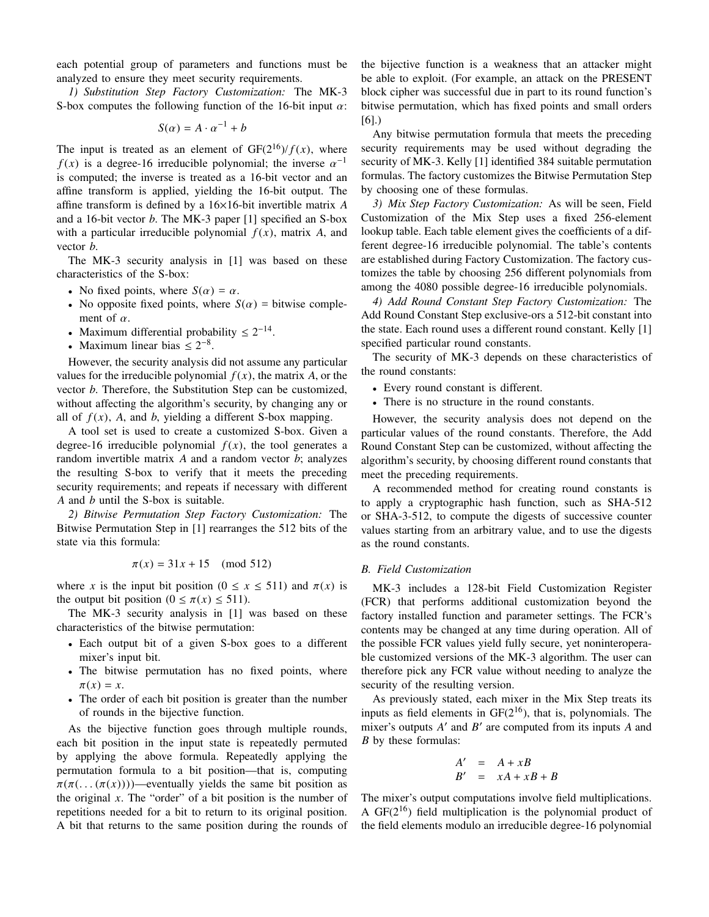each potential group of parameters and functions must be analyzed to ensure they meet security requirements.

*1) Substitution Step Factory Customization:* The MK-3 S-box computes the following function of the 16-bit input $\alpha$:

$$S(\alpha) = A \cdot \alpha^{-1} + b$$

The input is treated as an element of $GF(2^{16})/f(x)$, where $f(x)$ is a degree-16 irreducible polynomial; the inverse $\alpha^{-1}$ is computed; the inverse is treated as a 16-bit vector and an affine transform is applied, yielding the 16-bit output. The affine transform is defined by a 16×16-bit invertible matrix $A$ and a 16-bit vector $b$. The MK-3 paper [1] specified an S-box with a particular irreducible polynomial $f(x)$, matrix $A$, and vector $b$.

The MK-3 security analysis in [1] was based on these characteristics of the S-box:

- No fixed points, where $S(\alpha) = \alpha$.
- No opposite fixed points, where $S(\alpha)$ = bitwise complement of $\alpha$.
- Maximum differential probability $\leq 2^{-14}$.
- Maximum linear bias $\leq 2^{-8}$.

However, the security analysis did not assume any particular values for the irreducible polynomial $f(x)$, the matrix $A$, or the vector $b$. Therefore, the Substitution Step can be customized, without affecting the algorithm's security, by changing any or all of $f(x)$, $A$, and $b$, yielding a different S-box mapping.

A tool set is used to create a customized S-box. Given a degree-16 irreducible polynomial $f(x)$, the tool generates a random invertible matrix $A$ and a random vector $b$; analyzes the resulting S-box to verify that it meets the preceding security requirements; and repeats if necessary with different $A$ and $b$ until the S-box is suitable.

*2) Bitwise Permutation Step Factory Customization:* The Bitwise Permutation Step in [1] rearranges the 512 bits of the state via this formula:

$$\pi(x) = 31x + 15 \pmod{512}$$

where $x$ is the input bit position ($0 \leq x \leq 511$) and $\pi(x)$ is the output bit position ($0 \leq \pi(x) \leq 511$).

The MK-3 security analysis in [1] was based on these characteristics of the bitwise permutation:

- Each output bit of a given S-box goes to a different mixer's input bit.
- The bitwise permutation has no fixed points, where $\pi(x) = x$.
- The order of each bit position is greater than the number of rounds in the bijective function.

As the bijective function goes through multiple rounds, each bit position in the input state is repeatedly permuted by applying the above formula. Repeatedly applying the permutation formula to a bit position—that is, computing $\pi(\pi(\ldots(\pi(x))))$—eventually yields the same bit position as the original $x$. The "order" of a bit position is the number of repetitions needed for a bit to return to its original position. A bit that returns to the same position during the rounds of the bijective function is a weakness that an attacker might be able to exploit. (For example, an attack on the PRESENT block cipher was successful due in part to its round function's bitwise permutation, which has fixed points and small orders [6].)

Any bitwise permutation formula that meets the preceding security requirements may be used without degrading the security of MK-3. Kelly [1] identified 384 suitable permutation formulas. The factory customizes the Bitwise Permutation Step by choosing one of these formulas.

*3) Mix Step Factory Customization:* As will be seen, Field Customization of the Mix Step uses a fixed 256-element lookup table. Each table element gives the coefficients of a different degree-16 irreducible polynomial. The table's contents are established during Factory Customization. The factory customizes the table by choosing 256 different polynomials from among the 4080 possible degree-16 irreducible polynomials.

*4) Add Round Constant Step Factory Customization:* The Add Round Constant Step exclusive-ors a 512-bit constant into the state. Each round uses a different round constant. Kelly [1] specified particular round constants.

The security of MK-3 depends on these characteristics of the round constants:

- Every round constant is different.
- There is no structure in the round constants.

However, the security analysis does not depend on the particular values of the round constants. Therefore, the Add Round Constant Step can be customized, without affecting the algorithm's security, by choosing different round constants that meet the preceding requirements.

A recommended method for creating round constants is to apply a cryptographic hash function, such as SHA-512 or SHA-3-512, to compute the digests of successive counter values starting from an arbitrary value, and to use the digests as the round constants.

### B. Field Customization

MK-3 includes a 128-bit Field Customization Register (FCR) that performs additional customization beyond the factory installed function and parameter settings. The FCR's contents may be changed at any time during operation. All of the possible FCR values yield fully secure, yet noninteroperable customized versions of the MK-3 algorithm. The user can therefore pick any FCR value without needing to analyze the security of the resulting version.

As previously stated, each mixer in the Mix Step treats its inputs as field elements in $GF(2^{16})$, that is, polynomials. The mixer's outputs $A'$ and $B'$ are computed from its inputs $A$ and $B$ by these formulas:

$$\begin{aligned} A' &= A + xB \\ B' &= xA + xB + B \end{aligned}$$

The mixer's output computations involve field multiplications. A $GF(2^{16})$ field multiplication is the polynomial product of the field elements modulo an irreducible degree-16 polynomial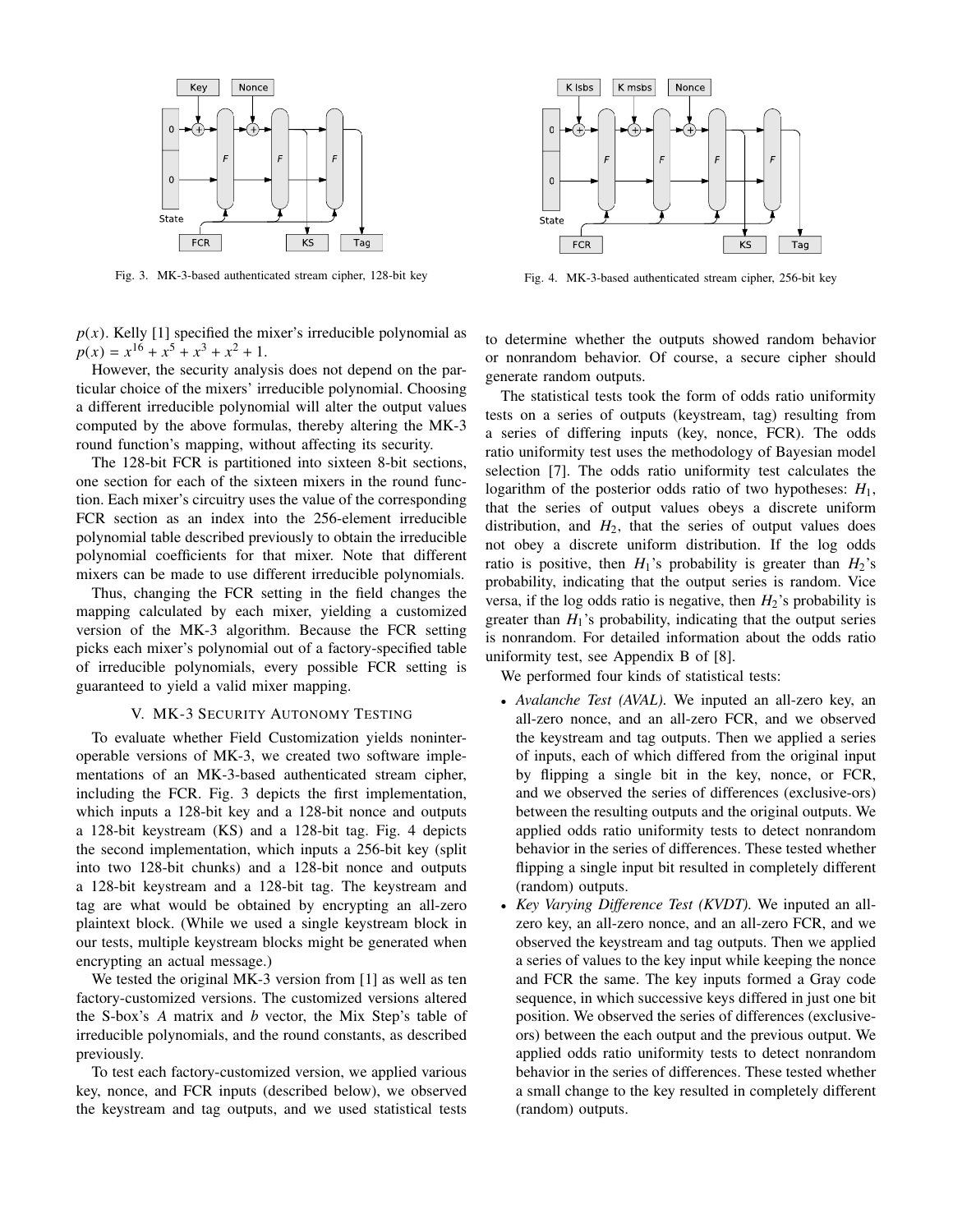Fig. 3. MK-3-based authenticated stream cipher, 128-bit key

Fig. 4. MK-3-based authenticated stream cipher, 256-bit key

$p(x)$. Kelly [1] specified the mixer's irreducible polynomial as $p(x) = x^{16} + x^5 + x^3 + x^2 + 1$.

However, the security analysis does not depend on the particular choice of the mixers' irreducible polynomial. Choosing a different irreducible polynomial will alter the output values computed by the above formulas, thereby altering the MK-3 round function's mapping, without affecting its security.

The 128-bit FCR is partitioned into sixteen 8-bit sections, one section for each of the sixteen mixers in the round function. Each mixer's circuitry uses the value of the corresponding FCR section as an index into the 256-element irreducible polynomial table described previously to obtain the irreducible polynomial coefficients for that mixer. Note that different mixers can be made to use different irreducible polynomials.

Thus, changing the FCR setting in the field changes the mapping calculated by each mixer, yielding a customized version of the MK-3 algorithm. Because the FCR setting picks each mixer's polynomial out of a factory-specified table of irreducible polynomials, every possible FCR setting is guaranteed to yield a valid mixer mapping.

## V. MK-3 Security Autonomy Testing

To evaluate whether Field Customization yields noninteroperable versions of MK-3, we created two software implementations of an MK-3-based authenticated stream cipher, including the FCR. Fig. 3 depicts the first implementation, which inputs a 128-bit key and a 128-bit nonce and outputs a 128-bit keystream (KS) and a 128-bit tag. Fig. 4 depicts the second implementation, which inputs a 256-bit key (split into two 128-bit chunks) and a 128-bit nonce and outputs a 128-bit keystream and a 128-bit tag. The keystream and tag are what would be obtained by encrypting an all-zero plaintext block. (While we used a single keystream block in our tests, multiple keystream blocks might be generated when encrypting an actual message.)

We tested the original MK-3 version from [1] as well as ten factory-customized versions. The customized versions altered the S-box's $A$ matrix and $b$ vector, the Mix Step's table of irreducible polynomials, and the round constants, as described previously.

To test each factory-customized version, we applied various key, nonce, and FCR inputs (described below), we observed the keystream and tag outputs, and we used statistical tests to determine whether the outputs showed random behavior or nonrandom behavior. Of course, a secure cipher should generate random outputs.

The statistical tests took the form of odds ratio uniformity tests on a series of outputs (keystream, tag) resulting from a series of differing inputs (key, nonce, FCR). The odds ratio uniformity test uses the methodology of Bayesian model selection [7]. The odds ratio uniformity test calculates the logarithm of the posterior odds ratio of two hypotheses: $H_1$, that the series of output values obeys a discrete uniform distribution, and $H_2$, that the series of output values does not obey a discrete uniform distribution. If the log odds ratio is positive, then $H_1$'s probability is greater than $H_2$'s probability, indicating that the output series is random. Vice versa, if the log odds ratio is negative, then $H_2$'s probability is greater than $H_1$'s probability, indicating that the output series is nonrandom. For detailed information about the odds ratio uniformity test, see Appendix B of [8].

We performed four kinds of statistical tests:

- *Avalanche Test (AVAL).* We inputed an all-zero key, an all-zero nonce, and an all-zero FCR, and we observed the keystream and tag outputs. Then we applied a series of inputs, each of which differed from the original input by flipping a single bit in the key, nonce, or FCR, and we observed the series of differences (exclusive-ors) between the resulting outputs and the original outputs. We applied odds ratio uniformity tests to detect nonrandom behavior in the series of differences. These tested whether flipping a single input bit resulted in completely different (random) outputs.
- *Key Varying Difference Test (KVDT).* We inputed an all-zero key, an all-zero nonce, and an all-zero FCR, and we observed the keystream and tag outputs. Then we applied a series of values to the key input while keeping the nonce and FCR the same. The key inputs formed a Gray code sequence, in which successive keys differed in just one bit position. We observed the series of differences (exclusive-ors) between the each output and the previous output. We applied odds ratio uniformity tests to detect nonrandom behavior in the series of differences. These tested whether a small change to the key resulted in completely different (random) outputs.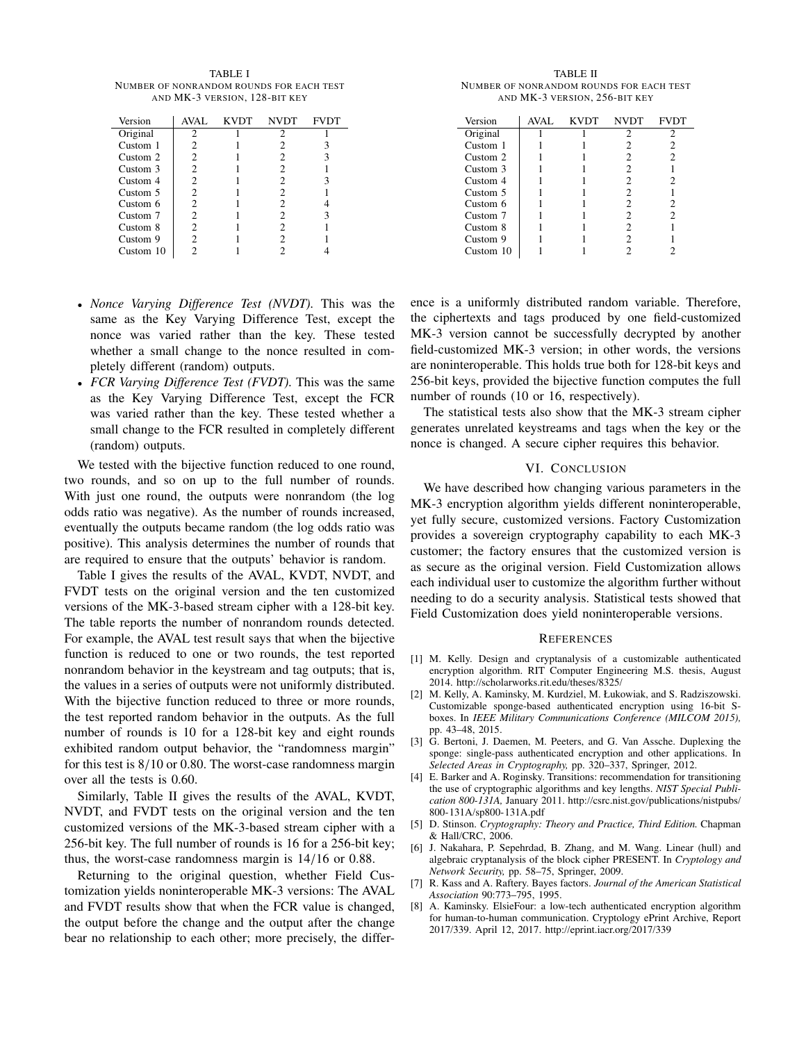TABLE I
NUMBER OF NONRANDOM ROUNDS FOR EACH TEST AND MK-3 VERSION, 128-BIT KEY

| Version | AVAL | KVDT | NVDT | FVDT |
|---|---|---|---|---|
| Original | 2 | 1 | 2 | 1 |
| Custom 1 | 2 | 1 | 2 | 3 |
| Custom 2 | 2 | 1 | 2 | 3 |
| Custom 3 | 2 | 1 | 2 | 1 |
| Custom 4 | 2 | 1 | 2 | 3 |
| Custom 5 | 2 | 1 | 2 | 1 |
| Custom 6 | 2 | 1 | 2 | 4 |
| Custom 7 | 2 | 1 | 2 | 3 |
| Custom 8 | 2 | 1 | 2 | 1 |
| Custom 9 | 2 | 1 | 2 | 1 |
| Custom 10 | 2 | 1 | 2 | 4 |

TABLE II
NUMBER OF NONRANDOM ROUNDS FOR EACH TEST AND MK-3 VERSION, 256-BIT KEY

| Version | AVAL | KVDT | NVDT | FVDT |
|---|---|---|---|---|
| Original | 1 | 1 | 2 | 2 |
| Custom 1 | 1 | 1 | 2 | 2 |
| Custom 2 | 1 | 1 | 2 | 2 |
| Custom 3 | 1 | 1 | 2 | 1 |
| Custom 4 | 1 | 1 | 2 | 2 |
| Custom 5 | 1 | 1 | 2 | 1 |
| Custom 6 | 1 | 1 | 2 | 2 |
| Custom 7 | 1 | 1 | 2 | 2 |
| Custom 8 | 1 | 1 | 2 | 1 |
| Custom 9 | 1 | 1 | 2 | 1 |
| Custom 10 | 1 | 1 | 2 | 2 |

- *Nonce Varying Difference Test (NVDT).* This was the same as the Key Varying Difference Test, except the nonce was varied rather than the key. These tested whether a small change to the nonce resulted in completely different (random) outputs.
- *FCR Varying Difference Test (FVDT).* This was the same as the Key Varying Difference Test, except the FCR was varied rather than the key. These tested whether a small change to the FCR resulted in completely different (random) outputs.

We tested with the bijective function reduced to one round, two rounds, and so on up to the full number of rounds. With just one round, the outputs were nonrandom (the log odds ratio was negative). As the number of rounds increased, eventually the outputs became random (the log odds ratio was positive). This analysis determines the number of rounds that are required to ensure that the outputs' behavior is random.

Table I gives the results of the AVAL, KVDT, NVDT, and FVDT tests on the original version and the ten customized versions of the MK-3-based stream cipher with a 128-bit key. The table reports the number of nonrandom rounds detected. For example, the AVAL test result says that when the bijective function is reduced to one or two rounds, the test reported nonrandom behavior in the keystream and tag outputs; that is, the values in a series of outputs were not uniformly distributed. With the bijective function reduced to three or more rounds, the test reported random behavior in the outputs. As the full number of rounds is 10 for a 128-bit key and eight rounds exhibited random output behavior, the "randomness margin" for this test is 8/10 or 0.80. The worst-case randomness margin over all the tests is 0.60.

Similarly, Table II gives the results of the AVAL, KVDT, NVDT, and FVDT tests on the original version and the ten customized versions of the MK-3-based stream cipher with a 256-bit key. The full number of rounds is 16 for a 256-bit key; thus, the worst-case randomness margin is 14/16 or 0.88.

Returning to the original question, whether Field Customization yields noninteroperable MK-3 versions: The AVAL and FVDT results show that when the FCR value is changed, the output before the change and the output after the change bear no relationship to each other; more precisely, the difference is a uniformly distributed random variable. Therefore, the ciphertexts and tags produced by one field-customized MK-3 version cannot be successfully decrypted by another field-customized MK-3 version; in other words, the versions are noninteroperable. This holds true both for 128-bit keys and 256-bit keys, provided the bijective function computes the full number of rounds (10 or 16, respectively).

The statistical tests also show that the MK-3 stream cipher generates unrelated keystreams and tags when the key or the nonce is changed. A secure cipher requires this behavior.

## VI. Conclusion

We have described how changing various parameters in the MK-3 encryption algorithm yields different noninteroperable, yet fully secure, customized versions. Factory Customization provides a sovereign cryptography capability to each MK-3 customer; the factory ensures that the customized version is as secure as the original version. Field Customization allows each individual user to customize the algorithm further without needing to do a security analysis. Statistical tests showed that Field Customization does yield noninteroperable versions.

## References

[1] M. Kelly. Design and cryptanalysis of a customizable authenticated encryption algorithm. RIT Computer Engineering M.S. thesis, August 2014. http://scholarworks.rit.edu/theses/8325/

[2] M. Kelly, A. Kaminsky, M. Kurdziel, M. Łukowiak, and S. Radziszowski. Customizable sponge-based authenticated encryption using 16-bit S-boxes. In *IEEE Military Communications Conference (MILCOM 2015),* pp. 43–48, 2015.

[3] G. Bertoni, J. Daemen, M. Peeters, and G. Van Assche. Duplexing the sponge: single-pass authenticated encryption and other applications. In *Selected Areas in Cryptography,* pp. 320–337, Springer, 2012.

[4] E. Barker and A. Roginsky. Transitions: recommendation for transitioning the use of cryptographic algorithms and key lengths. *NIST Special Publication 800-131A,* January 2011. http://csrc.nist.gov/publications/nistpubs/800-131A/sp800-131A.pdf

[5] D. Stinson. *Cryptography: Theory and Practice, Third Edition.* Chapman & Hall/CRC, 2006.

[6] J. Nakahara, P. Sepehrdad, B. Zhang, and M. Wang. Linear (hull) and algebraic cryptanalysis of the block cipher PRESENT. In *Cryptology and Network Security,* pp. 58–75, Springer, 2009.

[7] R. Kass and A. Raftery. Bayes factors. *Journal of the American Statistical Association* 90:773–795, 1995.

[8] A. Kaminsky. ElsieFour: a low-tech authenticated encryption algorithm for human-to-human communication. Cryptology ePrint Archive, Report 2017/339. April 12, 2017. http://eprint.iacr.org/2017/339